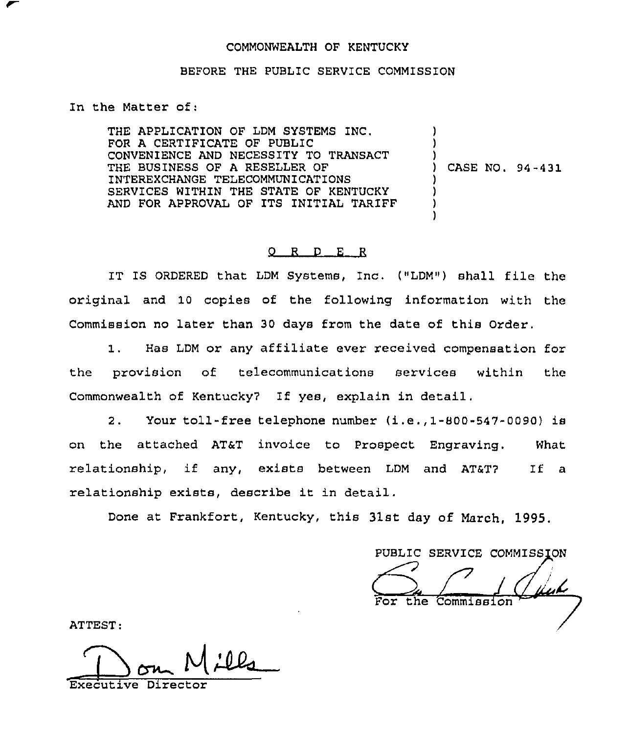COMMONWEALTH OF KENTUCKY

BEFORE THE PUBLIC SERVICE COMMISSION

In the Matter of:

THE APPLICATION OF LDM SYSTEMS INC. FOR A CERTIFICATE OF PUBLIC CONVENIENCE AND NECESSITY TO TRANSACT THE BUSINESS OF A RESELLER OF INTEREXCHANGE TELECOMMUNICATIONS SERVICES WITHIN THE STATE OF KENTUCKY AND FOR APPROVAL OF ITS INITIAL TARIFF ) CASE NO. 94-431

O R D E R

IT IS ORDERED that LDM Systems, Inc. ("LDM") shall file the original and 10 copies of the following information with the Commission no later than 30 days from the date of this Order.

1. Has LDM or any affiliate ever received compensation for the provision of telecommunications services within the Commonwealth of Kentucky? If yes, explain in detail.

2. Your toll-free telephone number (i.e.,1-800-547-0090) is on the attached AT&T invoice to Prospect Engraving. What relationship, if any, exists between LDM and AT&T? If a relationship exists, describe it in detail.

Done at Frankfort, Kentucky, this 31st day of March, 1995.

PUBLIC SERVICE COMMISSION

For the Commission

ATTEST:

Executive Director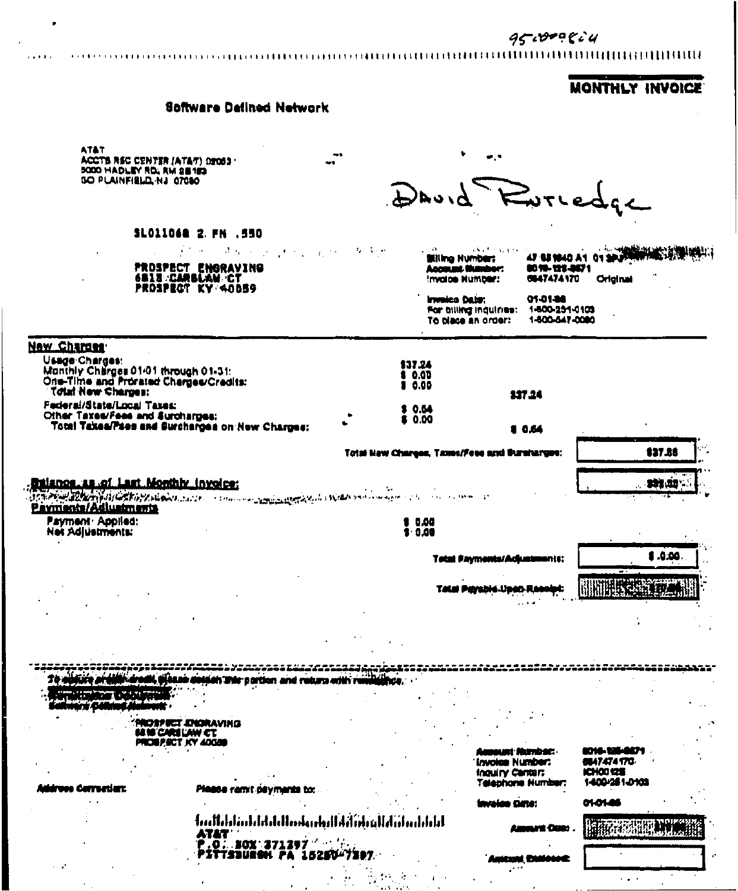95-00982-4

## MONTHLY INVOICE

### Software Defined Network

AT&T
ACCTS REC CENTER (AT&T) 02053
5000 HADLEY RD, RM 2B183
SO PLAINFIELD, NJ 07080

David Rutledge

SL011068 2 FN .550

PROSPECT ENGRAVING
6815 CARSLAW CT
PROSPECT KY 40059

| | |
|---|---|
| Billing Number: | 47 881840 A1 01 |
| Account Number: | 8016-128-8671 |
| Invoice Number: | 6847474170 Original |
| Invoice Date: | 01-01-98 |
| For billing inquiries: | 1-800-251-0103 |
| To place an order: | 1-800-547-0080 |

**New Charges**

| | | | |
|---|---|---|---|
| Usage Charges: | $37.24 | | |
| Monthly Charges 01-01 through 01-31: | $ 0.00 | | |
| One-Time and Prorated Charges/Credits: | $ 0.00 | | |
| Total New Charges: | | $37.24 | |
| Federal/State/Local Taxes: | $ 0.64 | | |
| Other Taxes/Fees and Surcharges: | $ 0.00 | | |
| Total Taxes/Fees and Surcharges on New Charges: | | $ 0.64 | |
| Total New Charges, Taxes/Fees and Surcharges: | | | $37.88 |
| **Balance as of Last Monthly Invoice:** | | | $0.00 |

**Payments/Adjustments**

| | | |
|---|---|---|
| Payment Applied: | $ 0.00 | |
| Net Adjustments: | $ 0.00 | |
| Total Payments/Adjustments: | | $ 0.00 |
| Total Payable Upon Receipt: | | $37.88 |

---

To ensure proper credit, please detach this portion and return with remittance.

Software Defined Network

PROSPECT ENGRAVING
6815 CARSLAW CT
PROSPECT KY 40059

| | |
|---|---|
| Account Number: | 8016-128-8671 |
| Invoice Number: | 6847474170 |
| Inquiry Center: | ICH00128 |
| Telephone Number: | 1-800-251-0103 |
| Invoice Date: | 01-01-98 |
| Amount Due: | $37.88 |
| Amount Enclosed: | |

Address Correction:

Please remit payments to:

AT&T
P.O. BOX 371297
PITTSBURGH PA 15250-7297